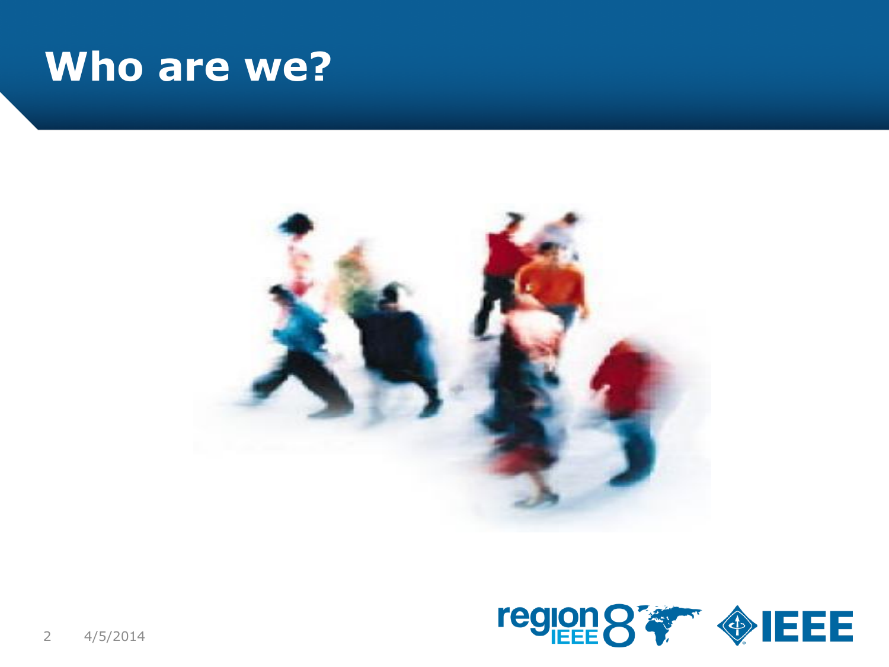# Who are we?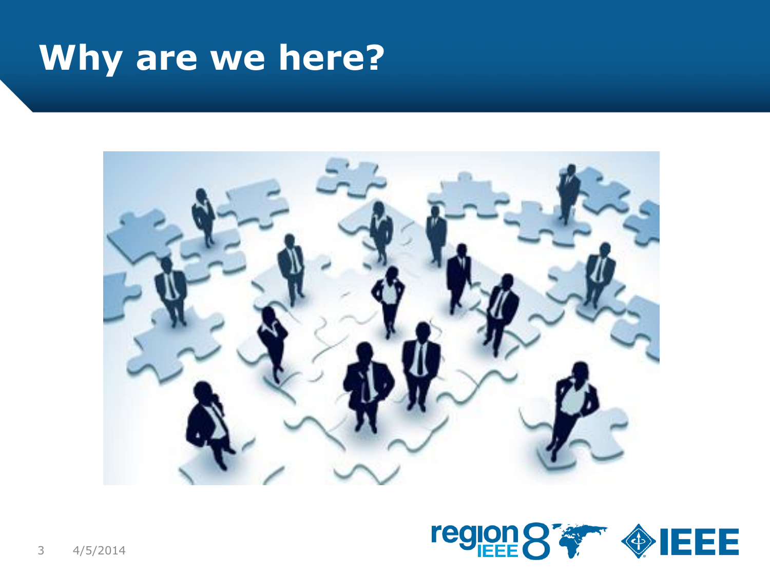# Why are we here?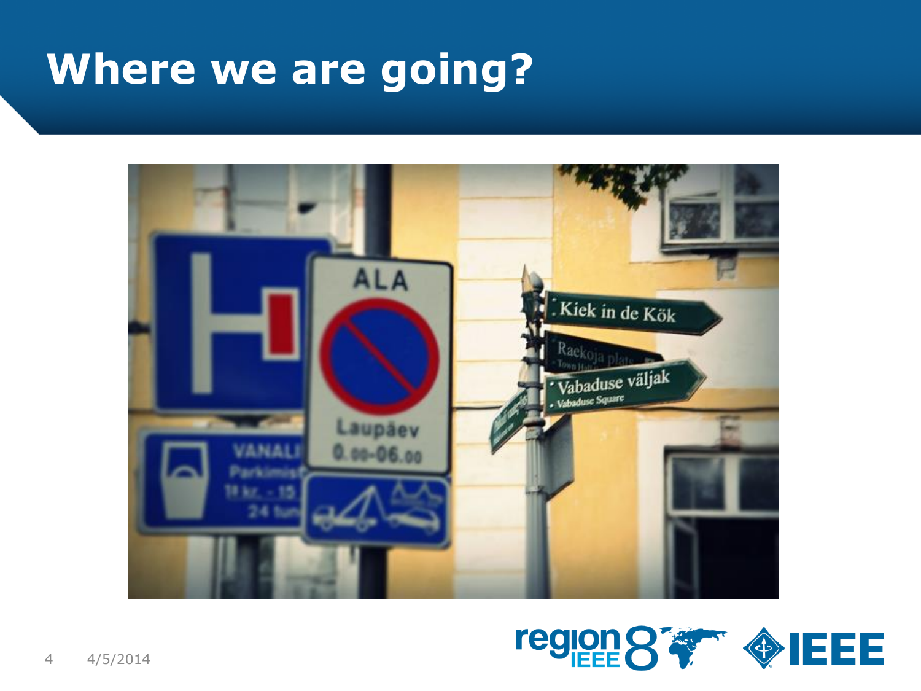# Where we are going?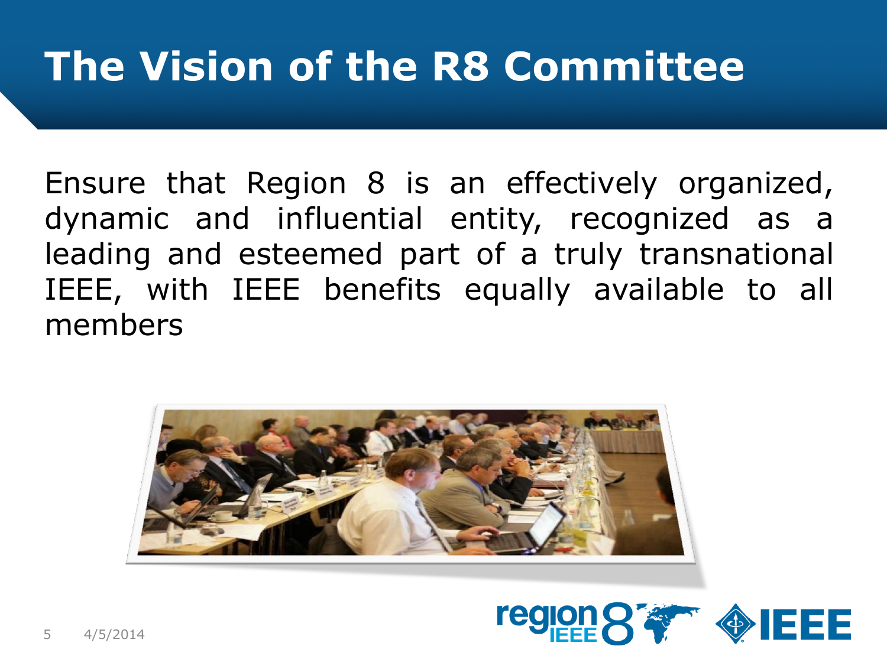# The Vision of the R8 Committee

Ensure that Region 8 is an effectively organized, dynamic and influential entity, recognized as a leading and esteemed part of a truly transnational IEEE, with IEEE benefits equally available to all members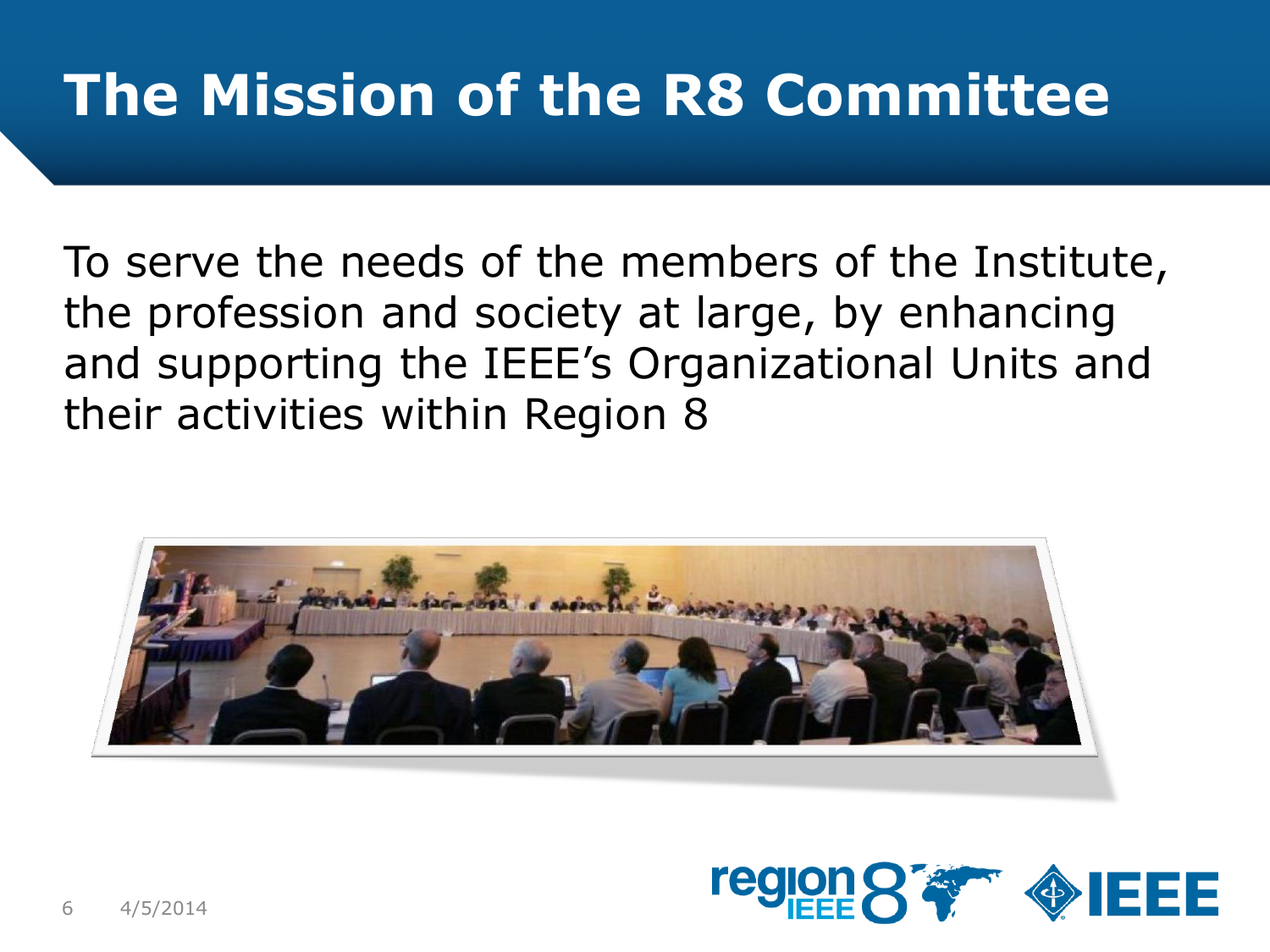# The Mission of the R8 Committee

To serve the needs of the members of the Institute, the profession and society at large, by enhancing and supporting the IEEE's Organizational Units and their activities within Region 8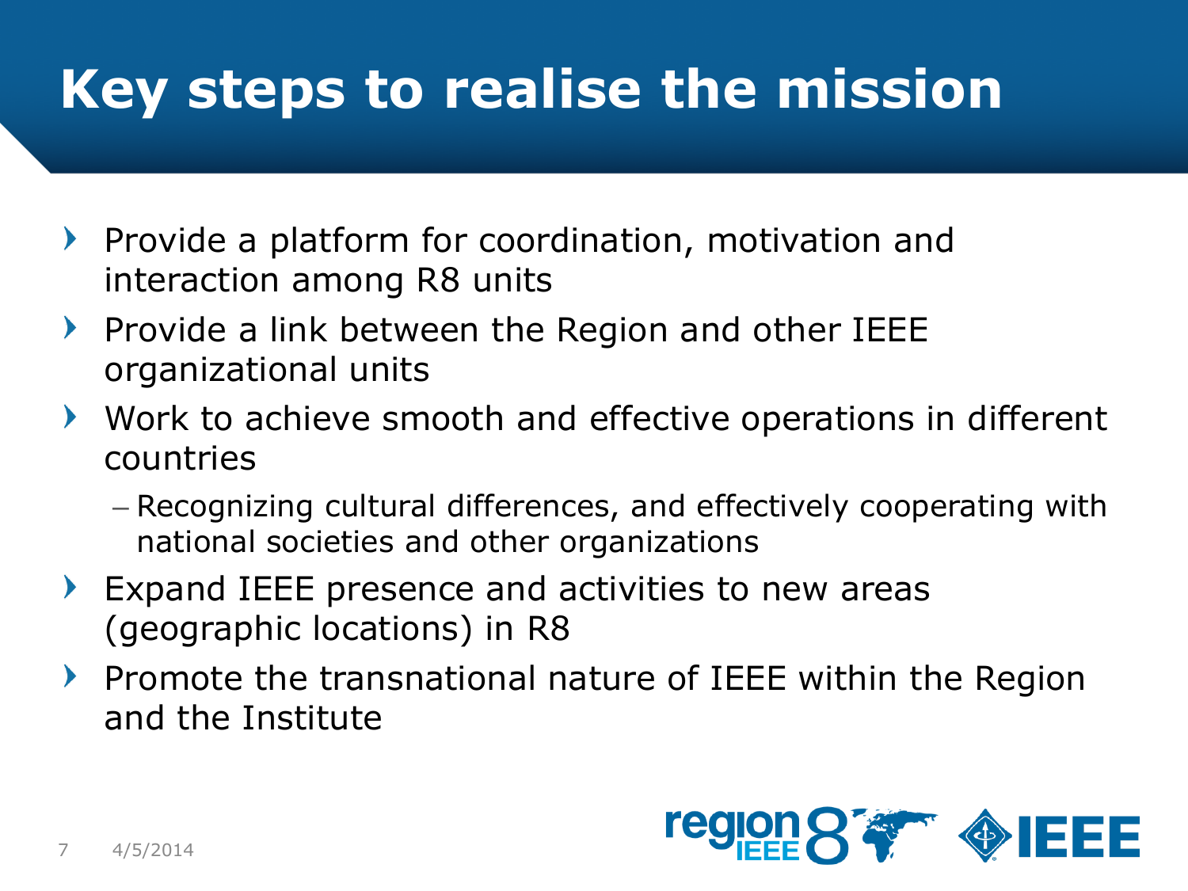# Key steps to realise the mission

- Provide a platform for coordination, motivation and interaction among R8 units
- Provide a link between the Region and other IEEE organizational units
- Work to achieve smooth and effective operations in different countries
  - Recognizing cultural differences, and effectively cooperating with national societies and other organizations
- Expand IEEE presence and activities to new areas (geographic locations) in R8
- Promote the transnational nature of IEEE within the Region and the Institute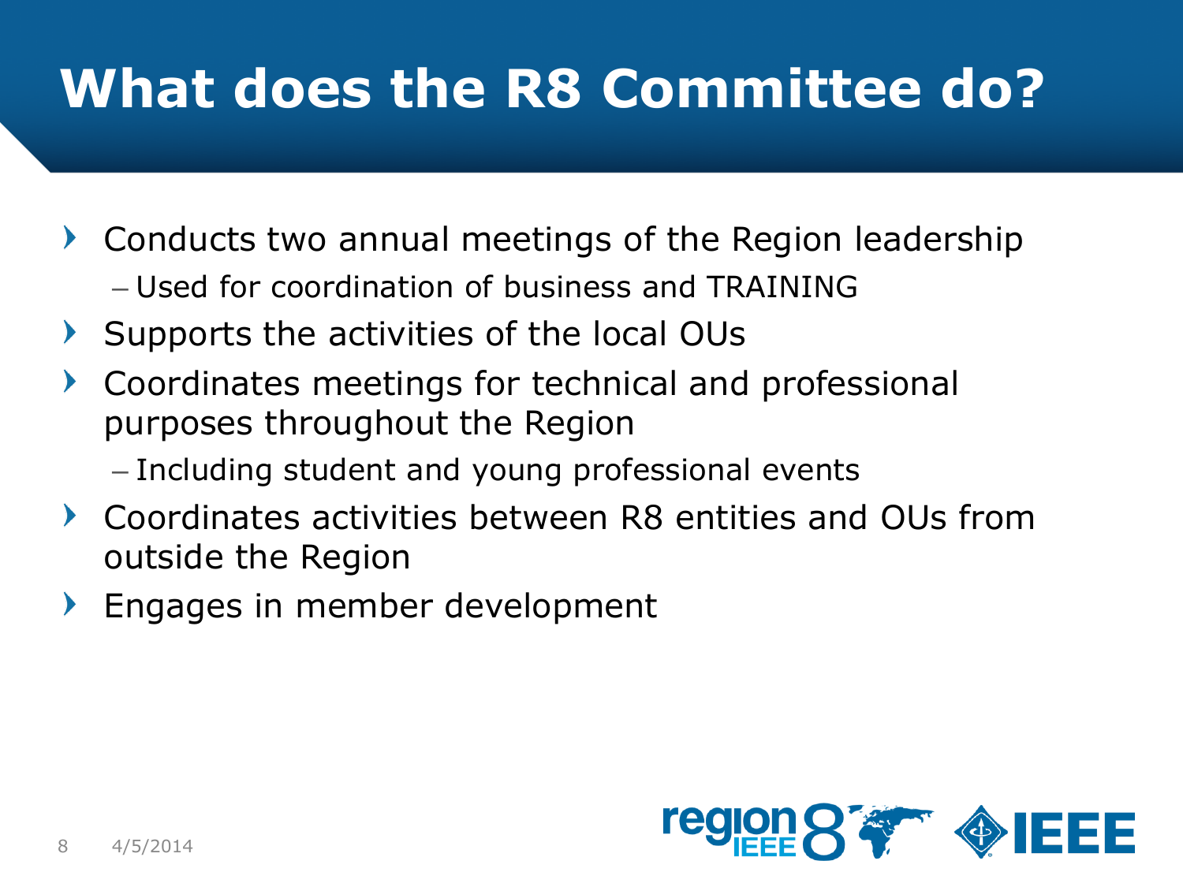# What does the R8 Committee do?

- Conducts two annual meetings of the Region leadership
  - Used for coordination of business and TRAINING
- Supports the activities of the local OUs
- Coordinates meetings for technical and professional purposes throughout the Region
  - Including student and young professional events
- Coordinates activities between R8 entities and OUs from outside the Region
- Engages in member development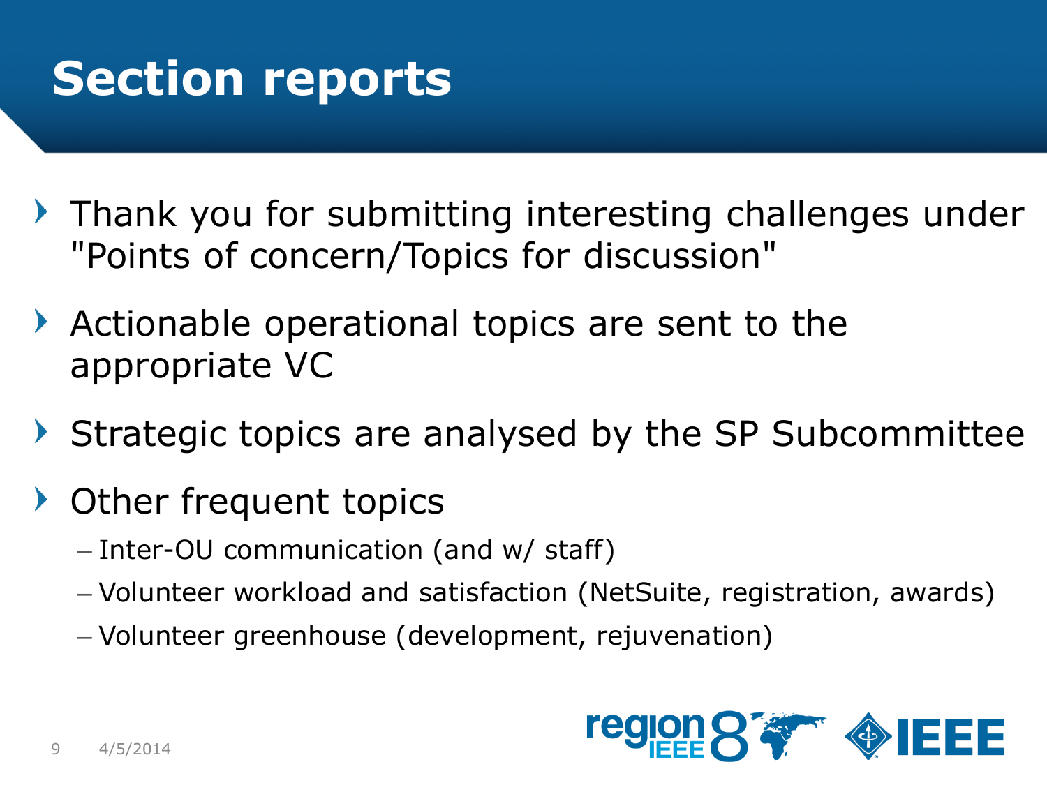# Section reports

- Thank you for submitting interesting challenges under "Points of concern/Topics for discussion"
- Actionable operational topics are sent to the appropriate VC
- Strategic topics are analysed by the SP Subcommittee
- Other frequent topics
  - Inter-OU communication (and w/ staff)
  - Volunteer workload and satisfaction (NetSuite, registration, awards)
  - Volunteer greenhouse (development, rejuvenation)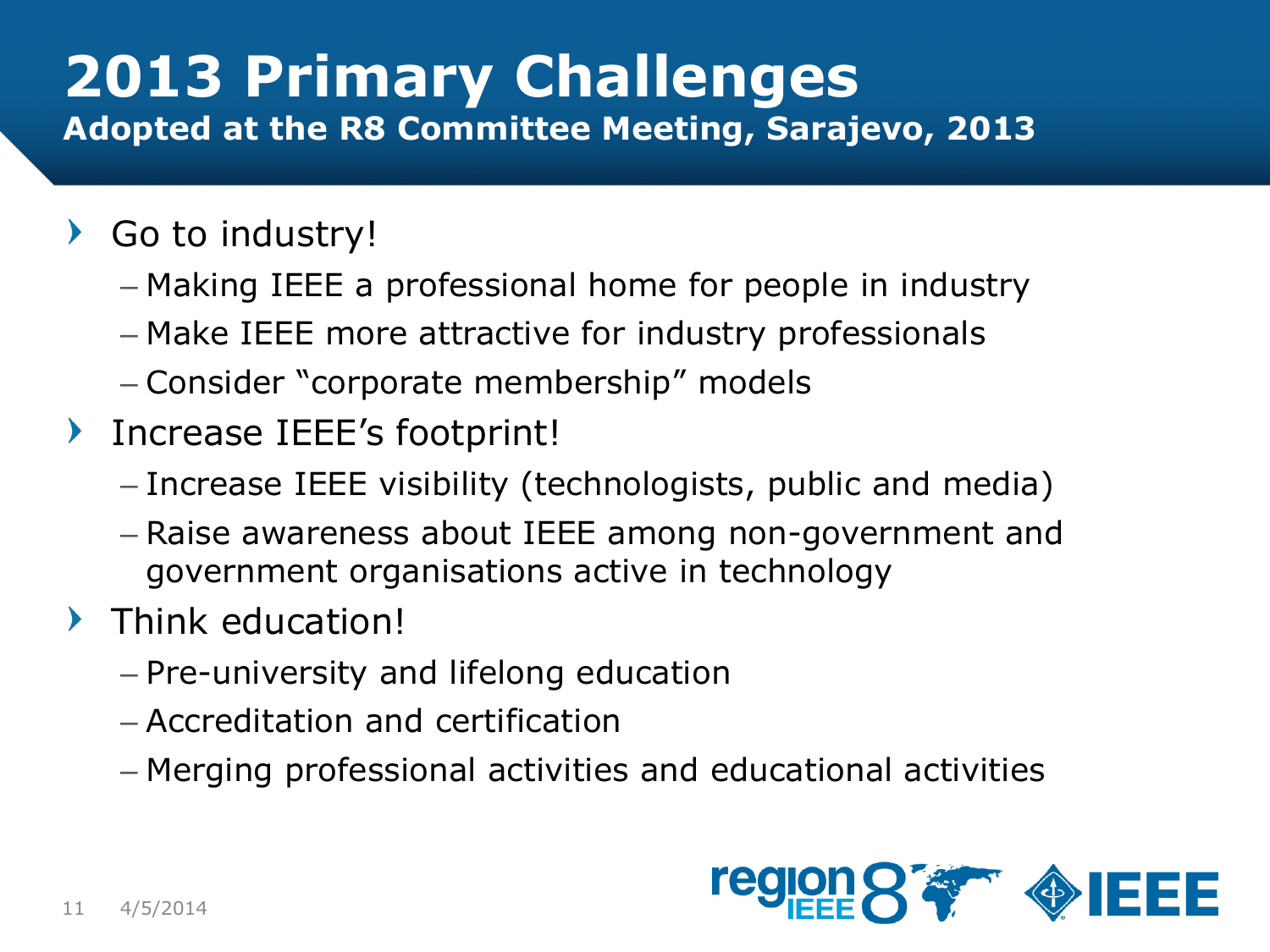# 2013 Primary Challenges

**Adopted at the R8 Committee Meeting, Sarajevo, 2013**

- Go to industry!
  - Making IEEE a professional home for people in industry
  - Make IEEE more attractive for industry professionals
  - Consider "corporate membership" models
- Increase IEEE's footprint!
  - Increase IEEE visibility (technologists, public and media)
  - Raise awareness about IEEE among non-government and government organisations active in technology
- Think education!
  - Pre-university and lifelong education
  - Accreditation and certification
  - Merging professional activities and educational activities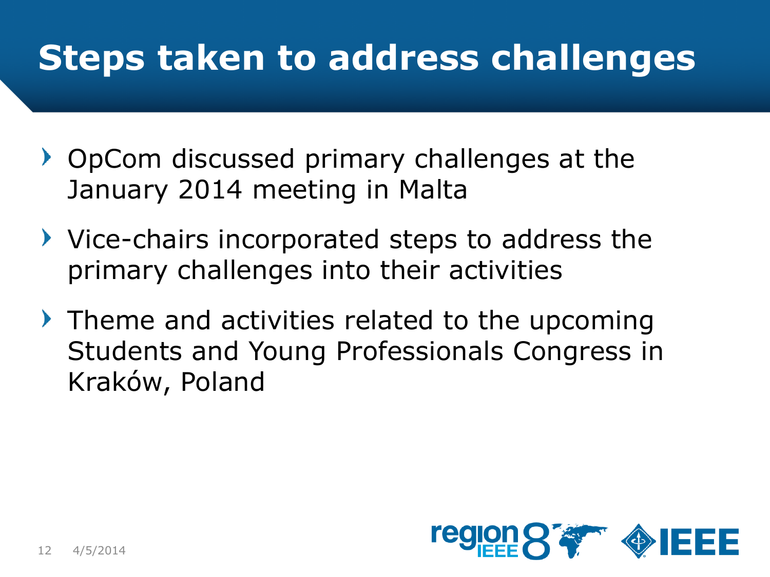# Steps taken to address challenges

- OpCom discussed primary challenges at the January 2014 meeting in Malta
- Vice-chairs incorporated steps to address the primary challenges into their activities
- Theme and activities related to the upcoming Students and Young Professionals Congress in Kraków, Poland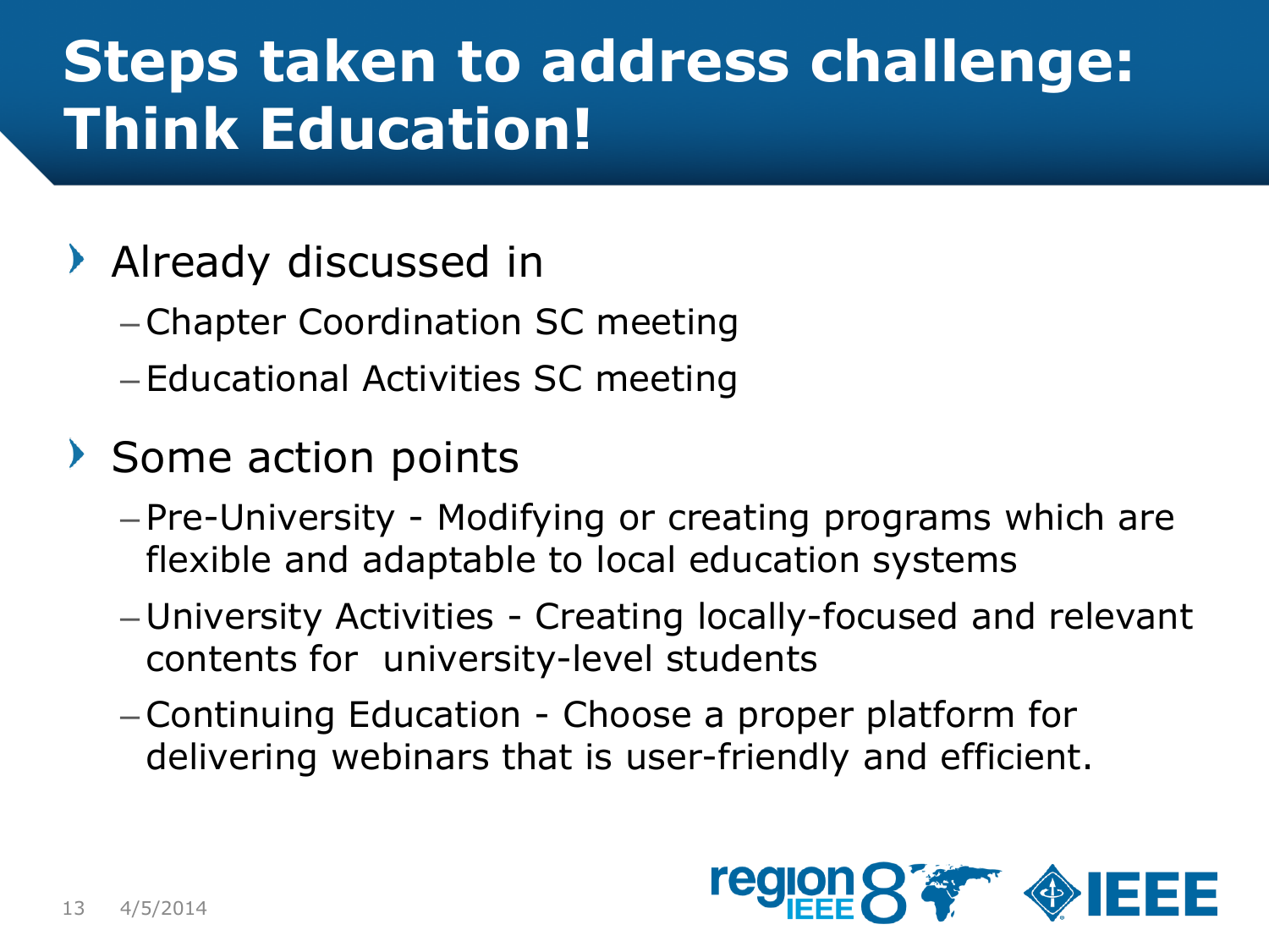# Steps taken to address challenge: Think Education!

- Already discussed in
  - Chapter Coordination SC meeting
  - Educational Activities SC meeting
- Some action points
  - Pre-University - Modifying or creating programs which are flexible and adaptable to local education systems
  - University Activities - Creating locally-focused and relevant contents for university-level students
  - Continuing Education - Choose a proper platform for delivering webinars that is user-friendly and efficient.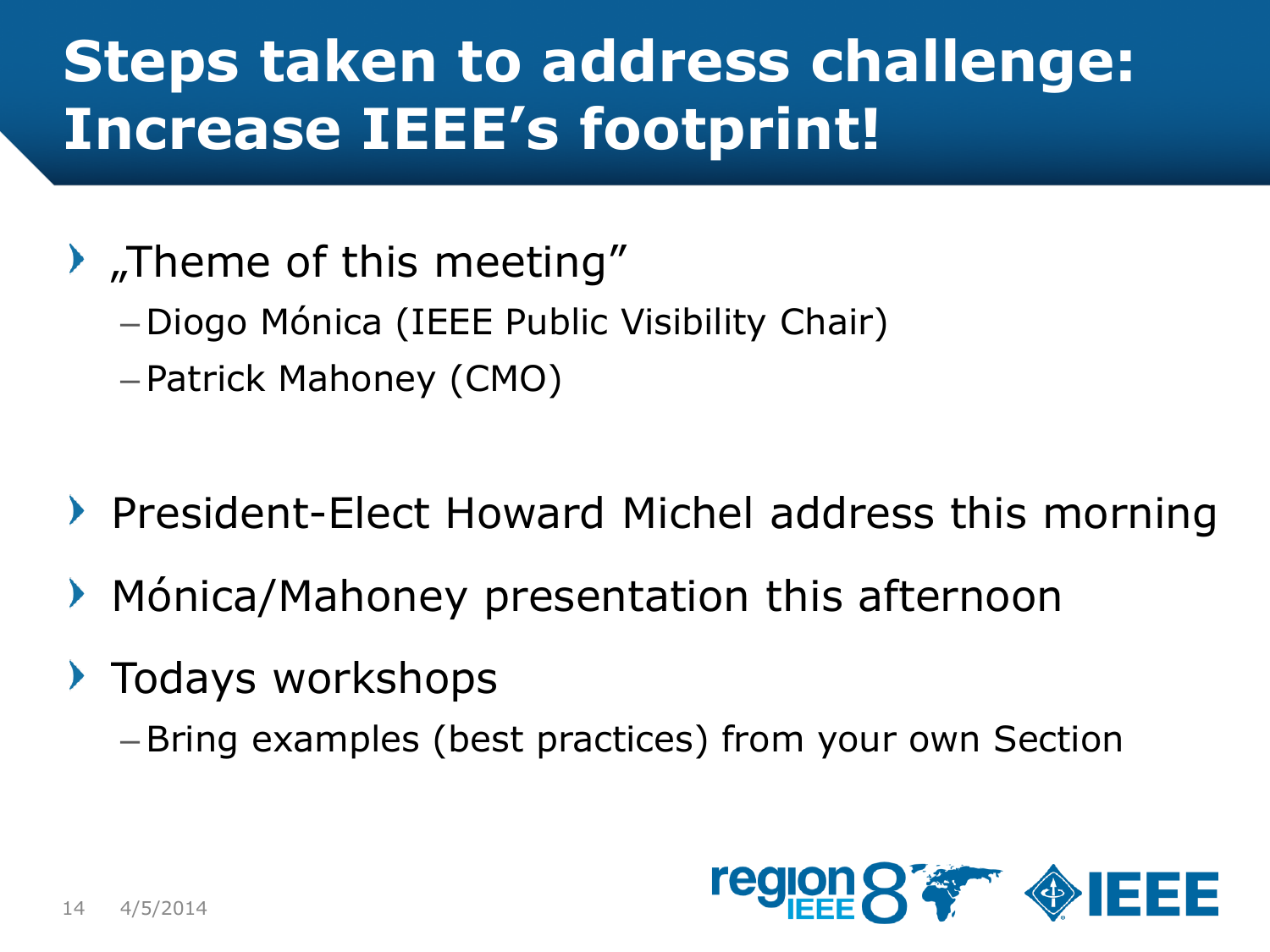# Steps taken to address challenge: Increase IEEE's footprint!

- „Theme of this meeting"
  - Diogo Mónica (IEEE Public Visibility Chair)
  - Patrick Mahoney (CMO)

- President-Elect Howard Michel address this morning
- Mónica/Mahoney presentation this afternoon
- Todays workshops
  - Bring examples (best practices) from your own Section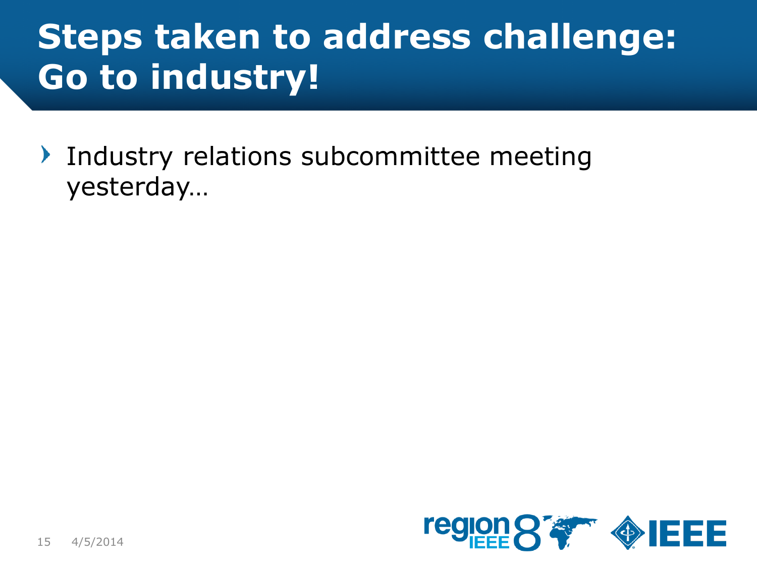# Steps taken to address challenge: Go to industry!

- Industry relations subcommittee meeting yesterday…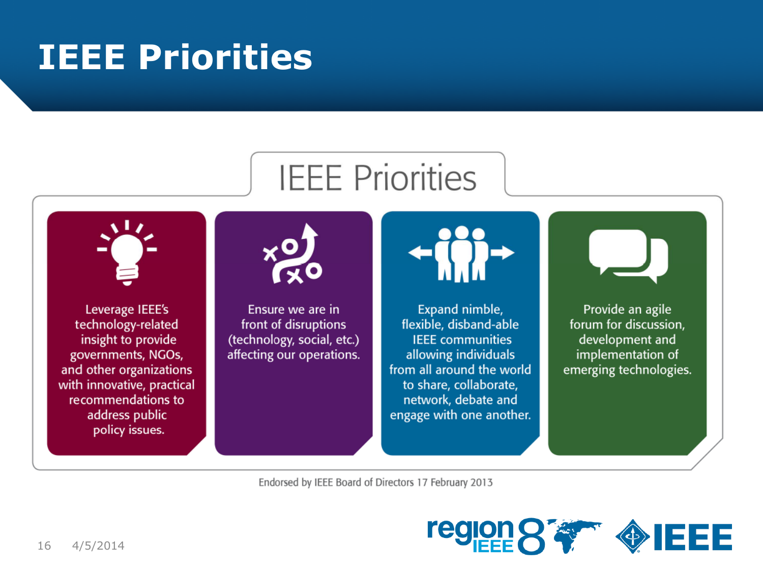# IEEE Priorities

## IEEE Priorities

- Leverage IEEE's technology-related insight to provide governments, NGOs, and other organizations with innovative, practical recommendations to address public policy issues.
- Ensure we are in front of disruptions (technology, social, etc.) affecting our operations.
- Expand nimble, flexible, disband-able IEEE communities allowing individuals from all around the world to share, collaborate, network, debate and engage with one another.
- Provide an agile forum for discussion, development and implementation of emerging technologies.

Endorsed by IEEE Board of Directors 17 February 2013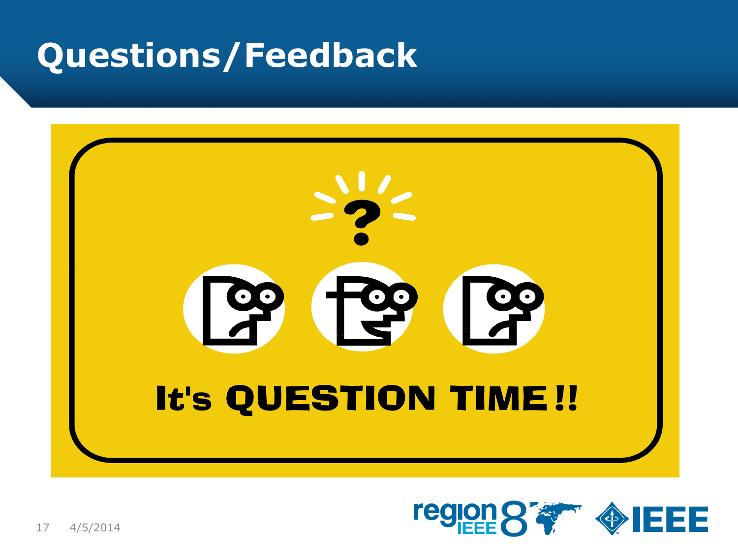# Questions/Feedback

It's QUESTION TIME!!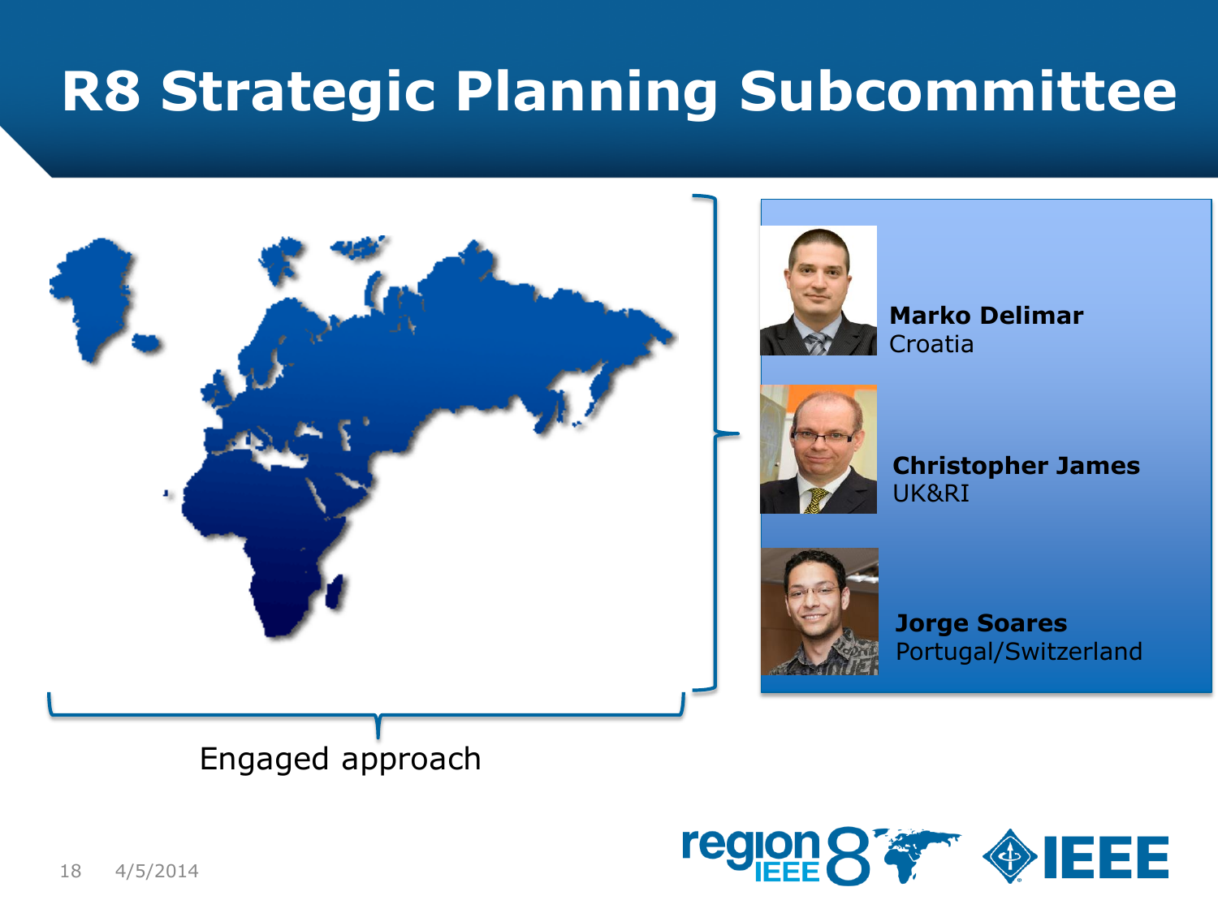# R8 Strategic Planning Subcommittee

**Marko Delimar**
Croatia

**Christopher James**
UK&RI

**Jorge Soares**
Portugal/Switzerland

Engaged approach